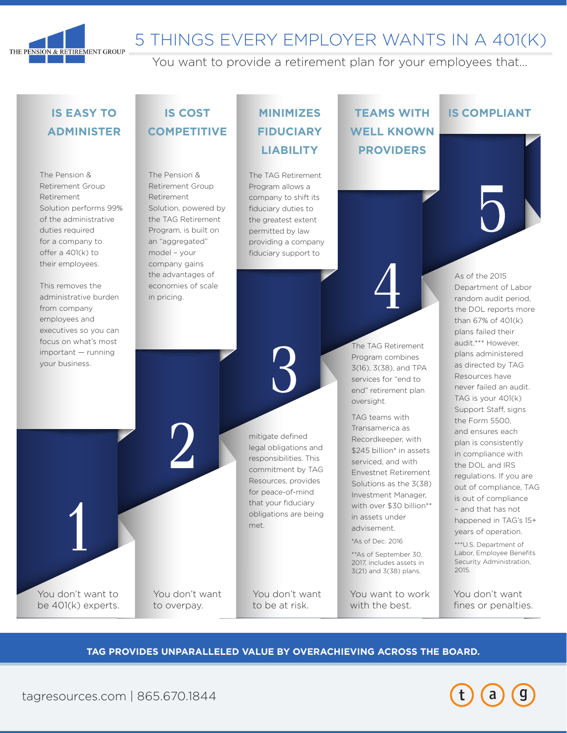THE PENSION & RETIREMENT GROUP

# 5 THINGS EVERY EMPLOYER WANTS IN A 401(K)

You want to provide a retirement plan for your employees that...

## 1. IS EASY TO ADMINISTER

The Pension & Retirement Group Retirement Solution performs 99% of the administrative duties required for a company to offer a 401(k) to their employees.

This removes the administrative burden from company employees and executives so you can focus on what's most important — running your business.

You don't want to be 401(k) experts.

## 2. IS COST COMPETITIVE

The Pension & Retirement Group Retirement Solution, powered by the TAG Retirement Program, is built on an "aggregated" model – your company gains the advantages of economies of scale in pricing.

You don't want to overpay.

## 3. MINIMIZES FIDUCIARY LIABILITY

The TAG Retirement Program allows a company to shift its fiduciary duties to the greatest extent permitted by law providing a company fiduciary support to mitigate defined legal obligations and responsibilities. This commitment by TAG Resources, provides for peace-of-mind that your fiduciary obligations are being met.

You don't want to be at risk.

## 4. TEAMS WITH WELL KNOWN PROVIDERS

The TAG Retirement Program combines 3(16), 3(38), and TPA services for "end to end" retirement plan oversight.

TAG teams with Transamerica as Recordkeeper, with $245 billion* in assets serviced, and with Envestnet Retirement Solutions as the 3(38) Investment Manager, with over $30 billion** in assets under advisement.

*As of Dec. 2016

**As of September 30, 2017, includes assets in 3(21) and 3(38) plans.

You want to work with the best.

## 5. IS COMPLIANT

As of the 2015 Department of Labor random audit period, the DOL reports more than 67% of 401(k) plans failed their audit.*** However, plans administered as directed by TAG Resources have never failed an audit. TAG is your 401(k) Support Staff, signs the Form 5500, and ensures each plan is consistently in compliance with the DOL and IRS regulations. If you are out of compliance, TAG is out of compliance – and that has not happened in TAG's 15+ years of operation.

***U.S. Department of Labor, Employee Benefits Security Administration, 2015.

You don't want fines or penalties.

**TAG PROVIDES UNPARALLELED VALUE BY OVERACHIEVING ACROSS THE BOARD.**

tagresources.com | 865.670.1844

t a g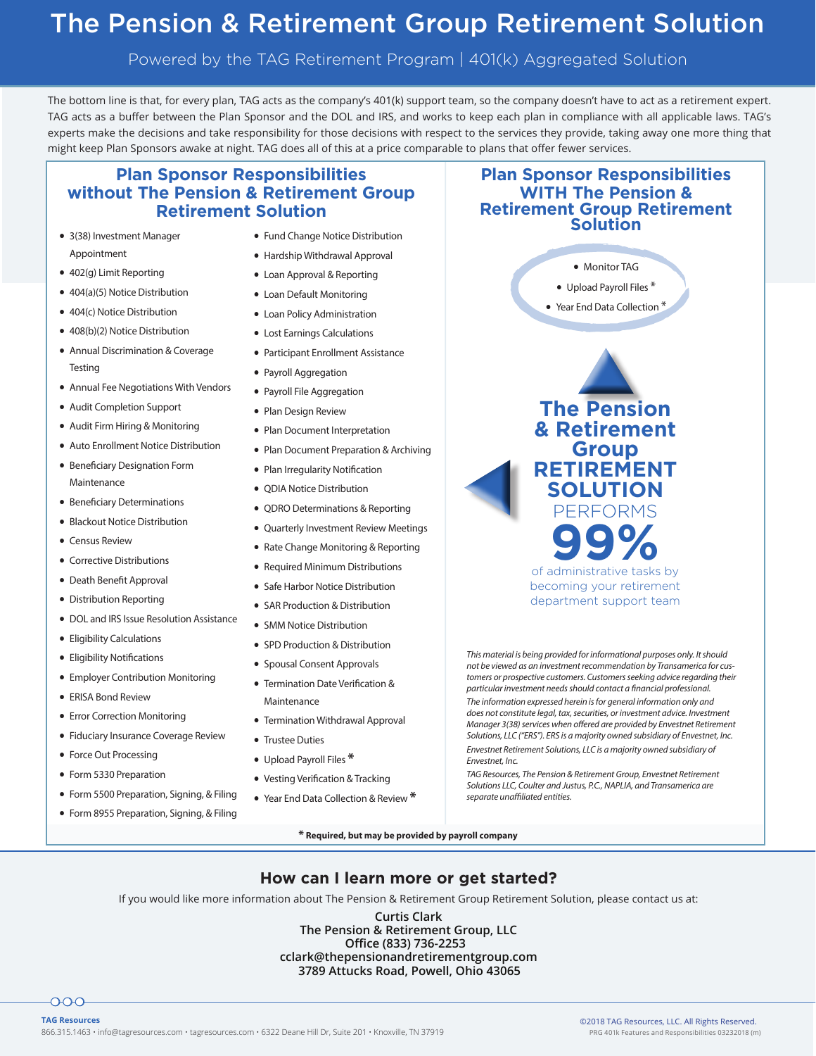# The Pension & Retirement Group Retirement Solution

Powered by the TAG Retirement Program | 401(k) Aggregated Solution

The bottom line is that, for every plan, TAG acts as the company's 401(k) support team, so the company doesn't have to act as a retirement expert. TAG acts as a buffer between the Plan Sponsor and the DOL and IRS, and works to keep each plan in compliance with all applicable laws. TAG's experts make the decisions and take responsibility for those decisions with respect to the services they provide, taking away one more thing that might keep Plan Sponsors awake at night. TAG does all of this at a price comparable to plans that offer fewer services.

## Plan Sponsor Responsibilities without The Pension & Retirement Group Retirement Solution

- 3(38) Investment Manager Appointment
- 402(g) Limit Reporting
- 404(a)(5) Notice Distribution
- 404(c) Notice Distribution
- 408(b)(2) Notice Distribution
- Annual Discrimination & Coverage Testing
- Annual Fee Negotiations With Vendors
- Audit Completion Support
- Audit Firm Hiring & Monitoring
- Auto Enrollment Notice Distribution
- Beneficiary Designation Form Maintenance
- Beneficiary Determinations
- Blackout Notice Distribution
- Census Review
- Corrective Distributions
- Death Benefit Approval
- Distribution Reporting
- DOL and IRS Issue Resolution Assistance
- Eligibility Calculations
- Eligibility Notifications
- Employer Contribution Monitoring
- ERISA Bond Review
- Error Correction Monitoring
- Fiduciary Insurance Coverage Review
- Force Out Processing
- Form 5330 Preparation
- Form 5500 Preparation, Signing, & Filing
- Form 8955 Preparation, Signing, & Filing
- Fund Change Notice Distribution
- Hardship Withdrawal Approval
- Loan Approval & Reporting
- Loan Default Monitoring
- Loan Policy Administration
- Lost Earnings Calculations
- Participant Enrollment Assistance
- Payroll Aggregation
- Payroll File Aggregation
- Plan Design Review
- Plan Document Interpretation
- Plan Document Preparation & Archiving
- Plan Irregularity Notification
- QDIA Notice Distribution
- QDRO Determinations & Reporting
- Quarterly Investment Review Meetings
- Rate Change Monitoring & Reporting
- Required Minimum Distributions
- Safe Harbor Notice Distribution
- SAR Production & Distribution
- SMM Notice Distribution
- SPD Production & Distribution
- Spousal Consent Approvals
- Termination Date Verification & Maintenance
- Termination Withdrawal Approval
- Trustee Duties
- Upload Payroll Files *
- Vesting Verification & Tracking
- Year End Data Collection & Review *

## Plan Sponsor Responsibilities WITH The Pension & Retirement Group Retirement Solution

- Monitor TAG
- Upload Payroll Files *
- Year End Data Collection *

**The Pension & Retirement Group RETIREMENT SOLUTION** PERFORMS **99%** of administrative tasks by becoming your retirement department support team

*This material is being provided for informational purposes only. It should not be viewed as an investment recommendation by Transamerica for customers or prospective customers. Customers seeking advice regarding their particular investment needs should contact a financial professional.*

*The information expressed herein is for general information only and does not constitute legal, tax, securities, or investment advice. Investment Manager 3(38) services when offered are provided by Envestnet Retirement Solutions, LLC ("ERS"). ERS is a majority owned subsidiary of Envestnet, Inc.*

*Envestnet Retirement Solutions, LLC is a majority owned subsidiary of Envestnet, Inc.*

*TAG Resources, The Pension & Retirement Group, Envestnet Retirement Solutions LLC, Coulter and Justus, P.C., NAPLIA, and Transamerica are separate unaffiliated entities.*

**\* Required, but may be provided by payroll company**

## How can I learn more or get started?

If you would like more information about The Pension & Retirement Group Retirement Solution, please contact us at:

**Curtis Clark**
**The Pension & Retirement Group, LLC**
**Office (833) 736-2253**
**cclark@thepensionandretirementgroup.com**
**3789 Attucks Road, Powell, Ohio 43065**

**TAG Resources**
866.315.1463 • info@tagresources.com • tagresources.com • 6322 Deane Hill Dr, Suite 201 • Knoxville, TN 37919

©2018 TAG Resources, LLC. All Rights Reserved.
PRG 401k Features and Responsibilities 03232018 (m)